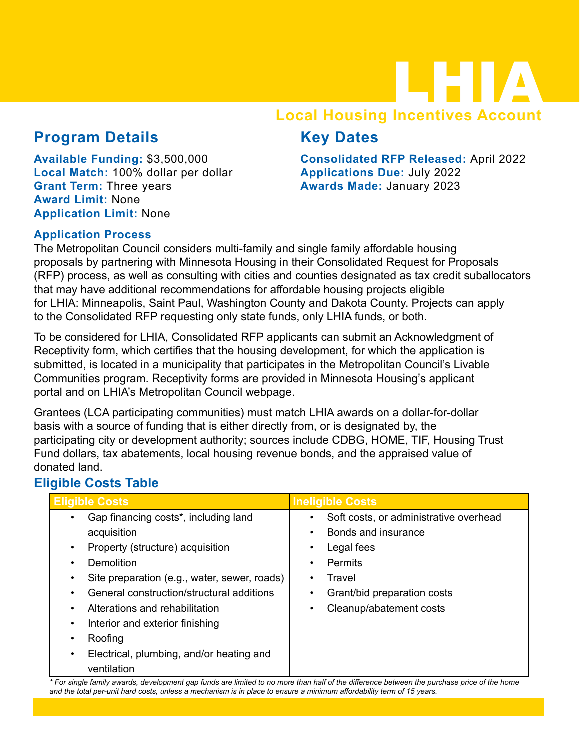# LHIA

## Local Housing Incentives Account

## Program Details

**Available Funding:** $3,500,000
**Local Match:** 100% dollar per dollar
**Grant Term:** Three years
**Award Limit:** None
**Application Limit:** None

## Key Dates

**Consolidated RFP Released:** April 2022
**Applications Due:** July 2022
**Awards Made:** January 2023

### Application Process

The Metropolitan Council considers multi-family and single family affordable housing proposals by partnering with Minnesota Housing in their Consolidated Request for Proposals (RFP) process, as well as consulting with cities and counties designated as tax credit suballocators that may have additional recommendations for affordable housing projects eligible for LHIA: Minneapolis, Saint Paul, Washington County and Dakota County. Projects can apply to the Consolidated RFP requesting only state funds, only LHIA funds, or both.

To be considered for LHIA, Consolidated RFP applicants can submit an Acknowledgment of Receptivity form, which certifies that the housing development, for which the application is submitted, is located in a municipality that participates in the Metropolitan Council's Livable Communities program. Receptivity forms are provided in Minnesota Housing's applicant portal and on LHIA's Metropolitan Council webpage.

Grantees (LCA participating communities) must match LHIA awards on a dollar-for-dollar basis with a source of funding that is either directly from, or is designated by, the participating city or development authority; sources include CDBG, HOME, TIF, Housing Trust Fund dollars, tax abatements, local housing revenue bonds, and the appraised value of donated land.

## Eligible Costs Table

| Eligible Costs | Ineligible Costs |
|---|---|
| • Gap financing costs*, including land acquisition<br>• Property (structure) acquisition<br>• Demolition<br>• Site preparation (e.g., water, sewer, roads)<br>• General construction/structural additions<br>• Alterations and rehabilitation<br>• Interior and exterior finishing<br>• Roofing<br>• Electrical, plumbing, and/or heating and ventilation | • Soft costs, or administrative overhead<br>• Bonds and insurance<br>• Legal fees<br>• Permits<br>• Travel<br>• Grant/bid preparation costs<br>• Cleanup/abatement costs |

*\* For single family awards, development gap funds are limited to no more than half of the difference between the purchase price of the home and the total per-unit hard costs, unless a mechanism is in place to ensure a minimum affordability term of 15 years.*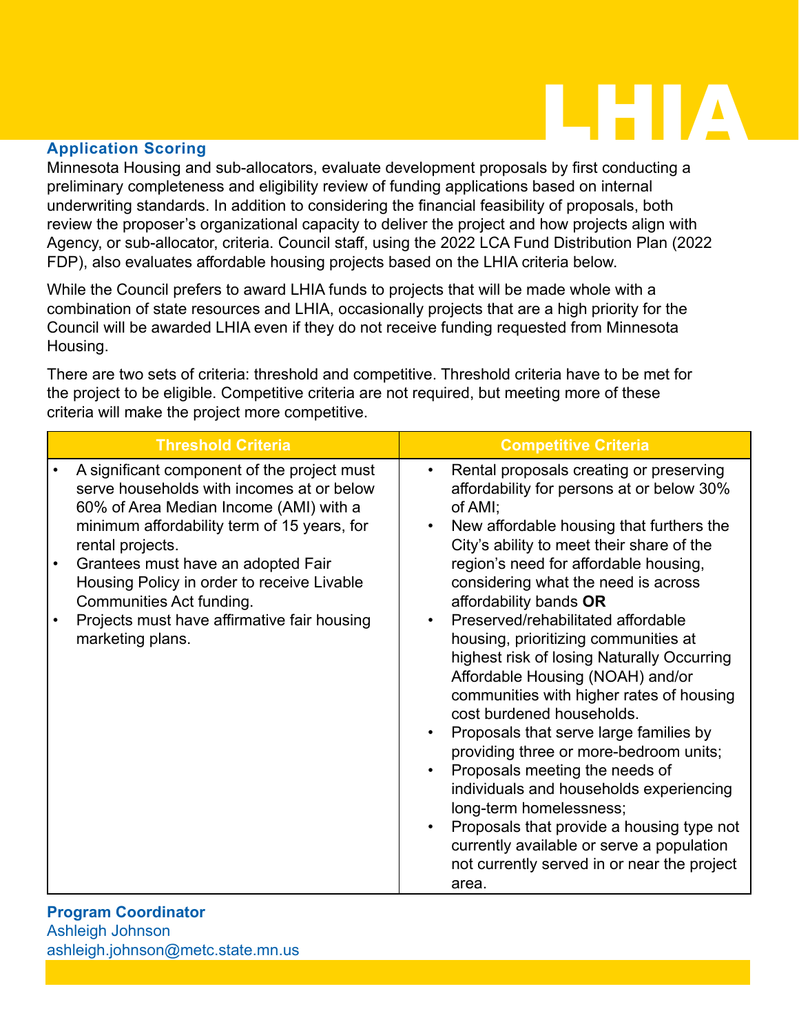## Application Scoring

Minnesota Housing and sub-allocators, evaluate development proposals by first conducting a preliminary completeness and eligibility review of funding applications based on internal underwriting standards. In addition to considering the financial feasibility of proposals, both review the proposer's organizational capacity to deliver the project and how projects align with Agency, or sub-allocator, criteria. Council staff, using the 2022 LCA Fund Distribution Plan (2022 FDP), also evaluates affordable housing projects based on the LHIA criteria below.

While the Council prefers to award LHIA funds to projects that will be made whole with a combination of state resources and LHIA, occasionally projects that are a high priority for the Council will be awarded LHIA even if they do not receive funding requested from Minnesota Housing.

There are two sets of criteria: threshold and competitive. Threshold criteria have to be met for the project to be eligible. Competitive criteria are not required, but meeting more of these criteria will make the project more competitive.

| Threshold Criteria | Competitive Criteria |
|---|---|
| • A significant component of the project must serve households with incomes at or below 60% of Area Median Income (AMI) with a minimum affordability term of 15 years, for rental projects.<br>• Grantees must have an adopted Fair Housing Policy in order to receive Livable Communities Act funding.<br>• Projects must have affirmative fair housing marketing plans. | • Rental proposals creating or preserving affordability for persons at or below 30% of AMI;<br>• New affordable housing that furthers the City's ability to meet their share of the region's need for affordable housing, considering what the need is across affordability bands **OR**<br>• Preserved/rehabilitated affordable housing, prioritizing communities at highest risk of losing Naturally Occurring Affordable Housing (NOAH) and/or communities with higher rates of housing cost burdened households.<br>• Proposals that serve large families by providing three or more-bedroom units;<br>• Proposals meeting the needs of individuals and households experiencing long-term homelessness;<br>• Proposals that provide a housing type not currently available or serve a population not currently served in or near the project area. |

**Program Coordinator**
Ashleigh Johnson
ashleigh.johnson@metc.state.mn.us